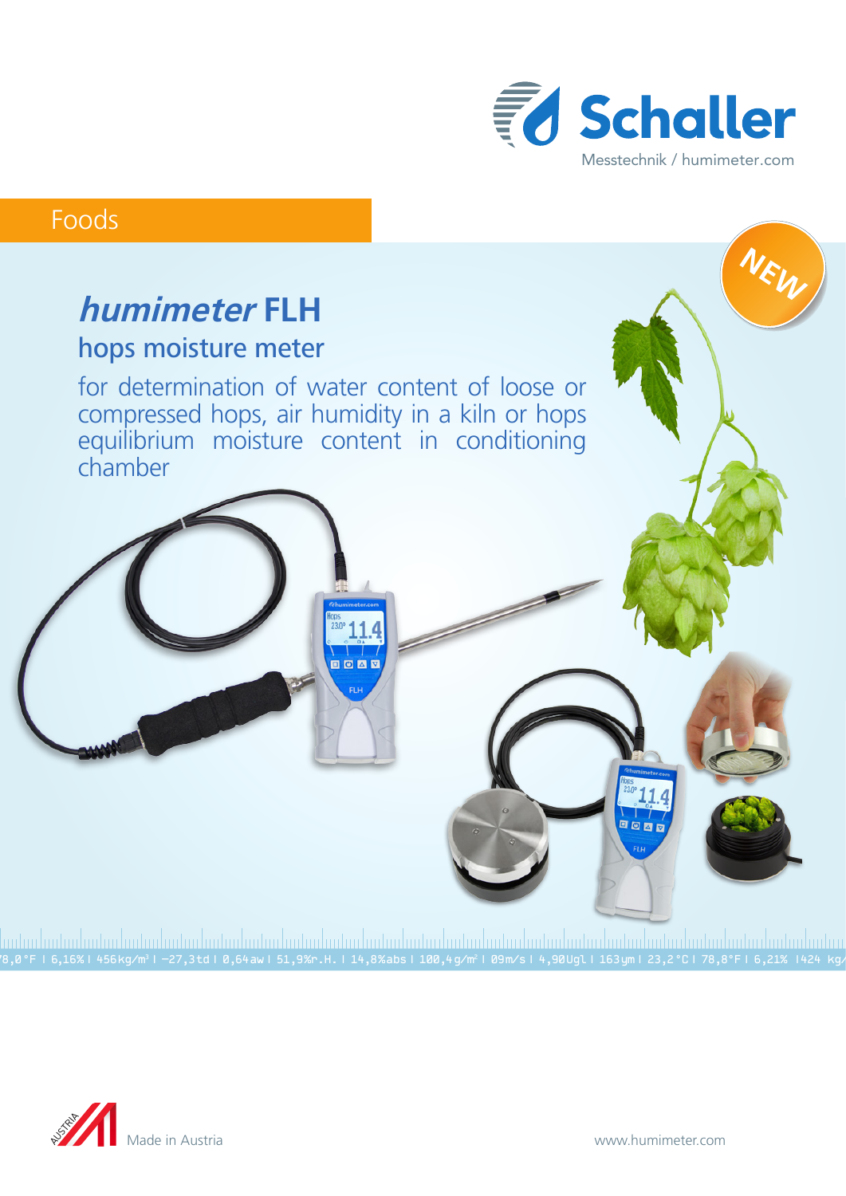Schaller

Messtechnik / humimeter.com

Foods

NEW

# *humimeter* FLH

## hops moisture meter

for determination of water content of loose or compressed hops, air humidity in a kiln or hops equilibrium moisture content in conditioning chamber

78,0°F I 6,16% I 456kg/m³ I -27,3td I 0,64aw I 51,9%r.H. I 14,8%abs I 100,4g/m² I 09m/s I 4,90Ugl I 163ym I 23,2°C I 78,8°F I 6,21% I424 kg/

Made in Austria

www.humimeter.com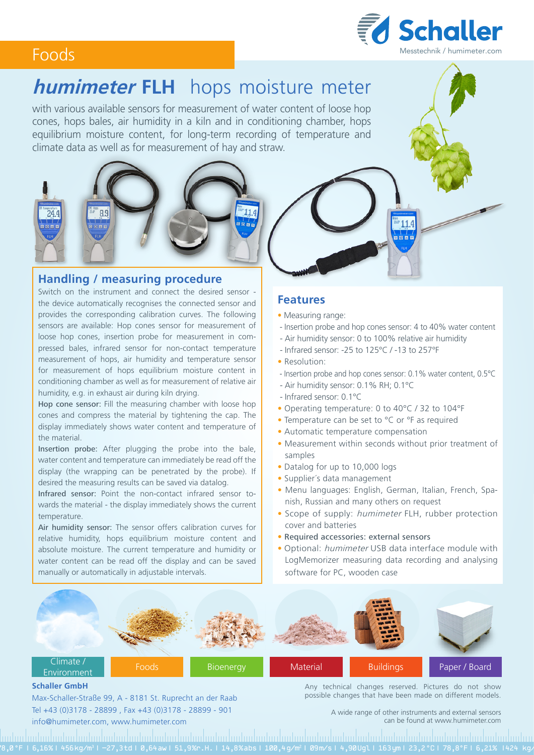Foods

# *humimeter* FLH hops moisture meter

with various available sensors for measurement of water content of loose hop cones, hops bales, air humidity in a kiln and in conditioning chamber, hops equilibrium moisture content, for long-term recording of temperature and climate data as well as for measurement of hay and straw.

## Handling / measuring procedure

Switch on the instrument and connect the desired sensor - the device automatically recognises the connected sensor and provides the corresponding calibration curves. The following sensors are available: Hop cones sensor for measurement of loose hop cones, insertion probe for measurement in compressed bales, infrared sensor for non-contact temperature measurement of hops, air humidity and temperature sensor for measurement of hops equilibrium moisture content in conditioning chamber as well as for measurement of relative air humidity, e.g. in exhaust air during kiln drying.

**Hop cone sensor:** Fill the measuring chamber with loose hop cones and compress the material by tightening the cap. The display immediately shows water content and temperature of the material.

**Insertion probe:** After plugging the probe into the bale, water content and temperature can immediately be read off the display (the wrapping can be penetrated by the probe). If desired the measuring results can be saved via datalog.

**Infrared sensor:** Point the non-contact infrared sensor towards the material - the display immediately shows the current temperature.

**Air humidity sensor:** The sensor offers calibration curves for relative humidity, hops equilibrium moisture content and absolute moisture. The current temperature and humidity or water content can be read off the display and can be saved manually or automatically in adjustable intervals.

## Features

- Measuring range:
  - Insertion probe and hop cones sensor: 4 to 40% water content
  - Air humidity sensor: 0 to 100% relative air humidity
  - Infrared sensor: -25 to 125°C / -13 to 257°F
- Resolution:
  - Insertion probe and hop cones sensor: 0.1% water content, 0.5°C
  - Air humidity sensor: 0.1% RH; 0.1°C
  - Infrared sensor: 0.1°C
- Operating temperature: 0 to 40°C / 32 to 104°F
- Temperature can be set to °C or °F as required
- Automatic temperature compensation
- Measurement within seconds without prior treatment of samples
- Datalog for up to 10,000 logs
- Supplier´s data management
- Menu languages: English, German, Italian, French, Spanish, Russian and many others on request
- Scope of supply: *humimeter* FLH, rubber protection cover and batteries
- Required accessories: external sensors
- Optional: *humimeter* USB data interface module with LogMemorizer measuring data recording and analysing software for PC, wooden case

Climate / Environment | Foods | Bioenergy | Material | Buildings | Paper / Board

**Schaller GmbH**
Max-Schaller-Straße 99, A - 8181 St. Ruprecht an der Raab
Tel +43 (0)3178 - 28899 , Fax +43 (0)3178 - 28899 - 901
info@humimeter.com, www.humimeter.com

Any technical changes reserved. Pictures do not show possible changes that have been made on different models.

A wide range of other instruments and external sensors can be found at www.humimeter.com